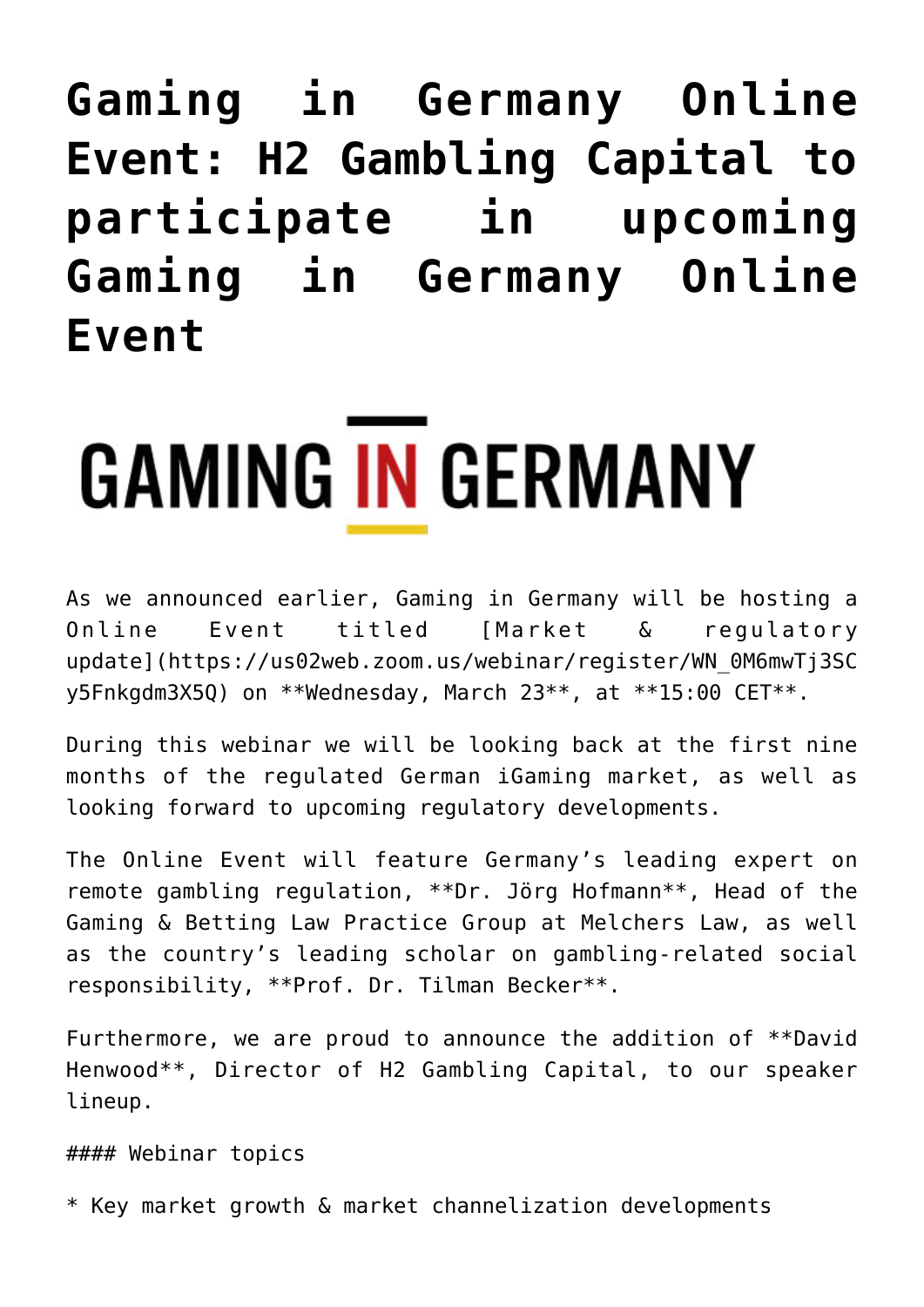# Gaming in Germany Online Event: H2 Gambling Capital to participate in upcoming Gaming in Germany Online Event

GAMING IN GERMANY

As we announced earlier, Gaming in Germany will be hosting a Online Event titled [Market & regulatory update](https://us02web.zoom.us/webinar/register/WN_0M6mwTj3SCy5Fnkgdm3X5Q) on **Wednesday, March 23**, at **15:00 CET**.

During this webinar we will be looking back at the first nine months of the regulated German iGaming market, as well as looking forward to upcoming regulatory developments.

The Online Event will feature Germany's leading expert on remote gambling regulation, **Dr. Jörg Hofmann**, Head of the Gaming & Betting Law Practice Group at Melchers Law, as well as the country's leading scholar on gambling-related social responsibility, **Prof. Dr. Tilman Becker**.

Furthermore, we are proud to announce the addition of **David Henwood**, Director of H2 Gambling Capital, to our speaker lineup.

#### Webinar topics

* Key market growth & market channelization developments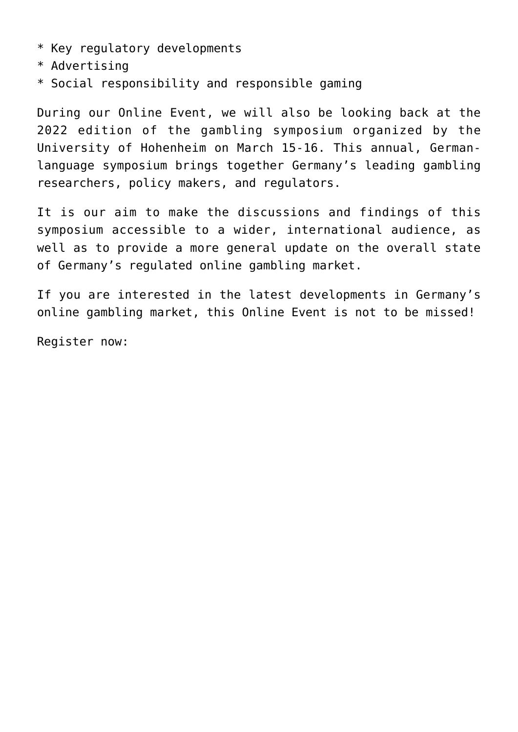* Key regulatory developments
* Advertising
* Social responsibility and responsible gaming

During our Online Event, we will also be looking back at the 2022 edition of the gambling symposium organized by the University of Hohenheim on March 15-16. This annual, German-language symposium brings together Germany's leading gambling researchers, policy makers, and regulators.

It is our aim to make the discussions and findings of this symposium accessible to a wider, international audience, as well as to provide a more general update on the overall state of Germany's regulated online gambling market.

If you are interested in the latest developments in Germany's online gambling market, this Online Event is not to be missed!

Register now: